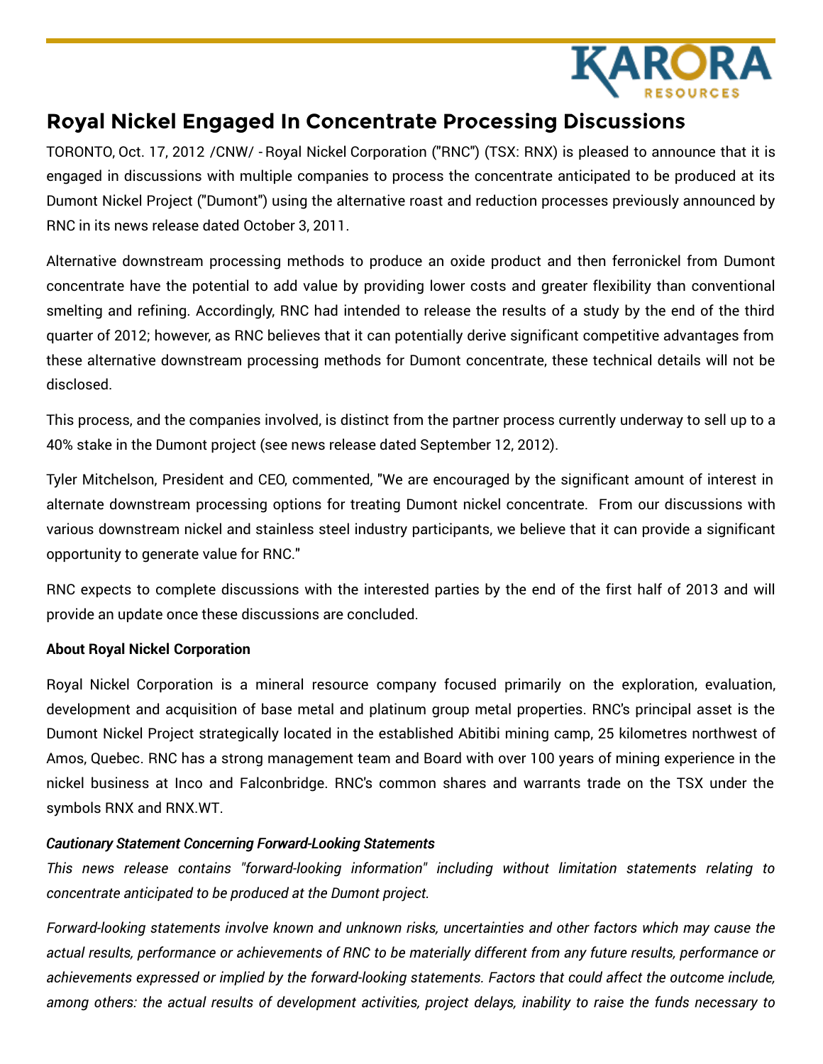# Royal Nickel Engaged In Concentrate Processing Discussions

TORONTO, Oct. 17, 2012 /CNW/ - Royal Nickel Corporation ("RNC") (TSX: RNX) is pleased to announce that it is engaged in discussions with multiple companies to process the concentrate anticipated to be produced at its Dumont Nickel Project ("Dumont") using the alternative roast and reduction processes previously announced by RNC in its news release dated October 3, 2011.

Alternative downstream processing methods to produce an oxide product and then ferronickel from Dumont concentrate have the potential to add value by providing lower costs and greater flexibility than conventional smelting and refining. Accordingly, RNC had intended to release the results of a study by the end of the third quarter of 2012; however, as RNC believes that it can potentially derive significant competitive advantages from these alternative downstream processing methods for Dumont concentrate, these technical details will not be disclosed.

This process, and the companies involved, is distinct from the partner process currently underway to sell up to a 40% stake in the Dumont project (see news release dated September 12, 2012).

Tyler Mitchelson, President and CEO, commented, "We are encouraged by the significant amount of interest in alternate downstream processing options for treating Dumont nickel concentrate. From our discussions with various downstream nickel and stainless steel industry participants, we believe that it can provide a significant opportunity to generate value for RNC."

RNC expects to complete discussions with the interested parties by the end of the first half of 2013 and will provide an update once these discussions are concluded.

**About Royal Nickel Corporation**

Royal Nickel Corporation is a mineral resource company focused primarily on the exploration, evaluation, development and acquisition of base metal and platinum group metal properties. RNC's principal asset is the Dumont Nickel Project strategically located in the established Abitibi mining camp, 25 kilometres northwest of Amos, Quebec. RNC has a strong management team and Board with over 100 years of mining experience in the nickel business at Inco and Falconbridge. RNC's common shares and warrants trade on the TSX under the symbols RNX and RNX.WT.

***Cautionary Statement Concerning Forward-Looking Statements***

*This news release contains "forward-looking information" including without limitation statements relating to concentrate anticipated to be produced at the Dumont project.*

*Forward-looking statements involve known and unknown risks, uncertainties and other factors which may cause the actual results, performance or achievements of RNC to be materially different from any future results, performance or achievements expressed or implied by the forward-looking statements. Factors that could affect the outcome include, among others: the actual results of development activities, project delays, inability to raise the funds necessary to*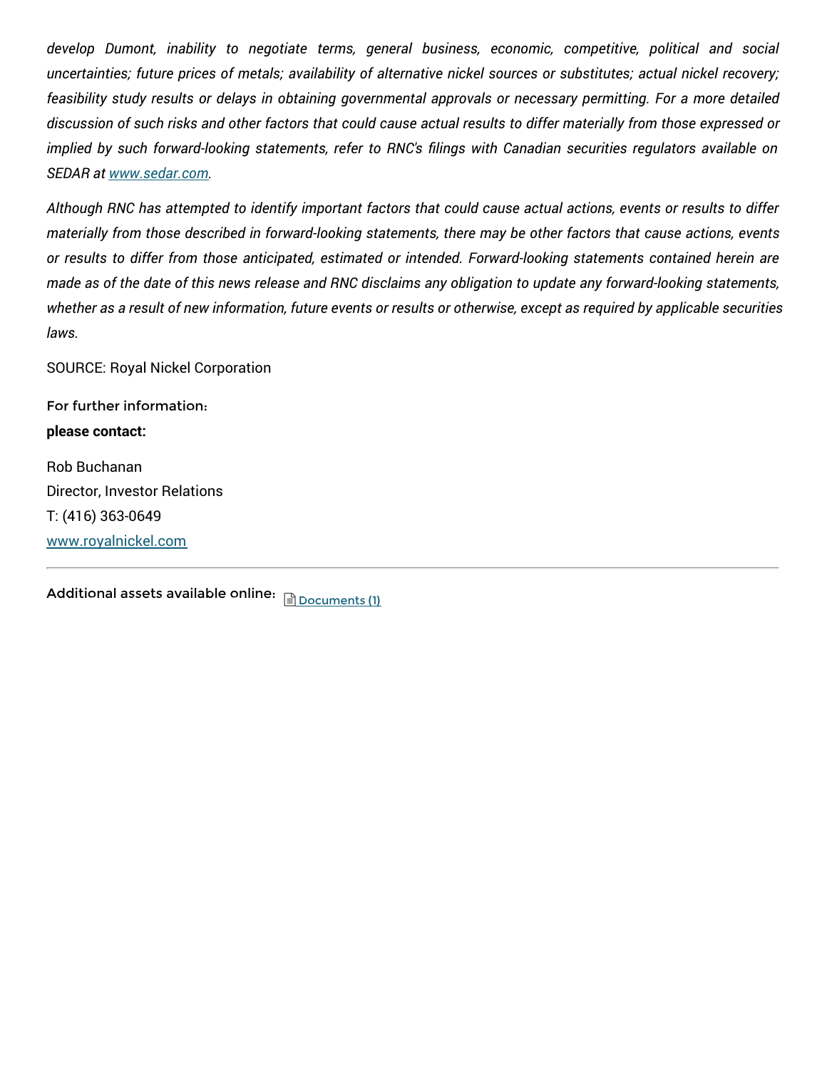*develop Dumont, inability to negotiate terms, general business, economic, competitive, political and social uncertainties; future prices of metals; availability of alternative nickel sources or substitutes; actual nickel recovery; feasibility study results or delays in obtaining governmental approvals or necessary permitting. For a more detailed discussion of such risks and other factors that could cause actual results to differ materially from those expressed or implied by such forward-looking statements, refer to RNC's filings with Canadian securities regulators available on SEDAR at [www.sedar.com](http://www.sedar.com).*

*Although RNC has attempted to identify important factors that could cause actual actions, events or results to differ materially from those described in forward-looking statements, there may be other factors that cause actions, events or results to differ from those anticipated, estimated or intended. Forward-looking statements contained herein are made as of the date of this news release and RNC disclaims any obligation to update any forward-looking statements, whether as a result of new information, future events or results or otherwise, except as required by applicable securities laws.*

SOURCE: Royal Nickel Corporation

For further information:

**please contact:**

Rob Buchanan
Director, Investor Relations
T: (416) 363-0649
[www.royalnickel.com](http://www.royalnickel.com)

---

Additional assets available online: Documents (1)